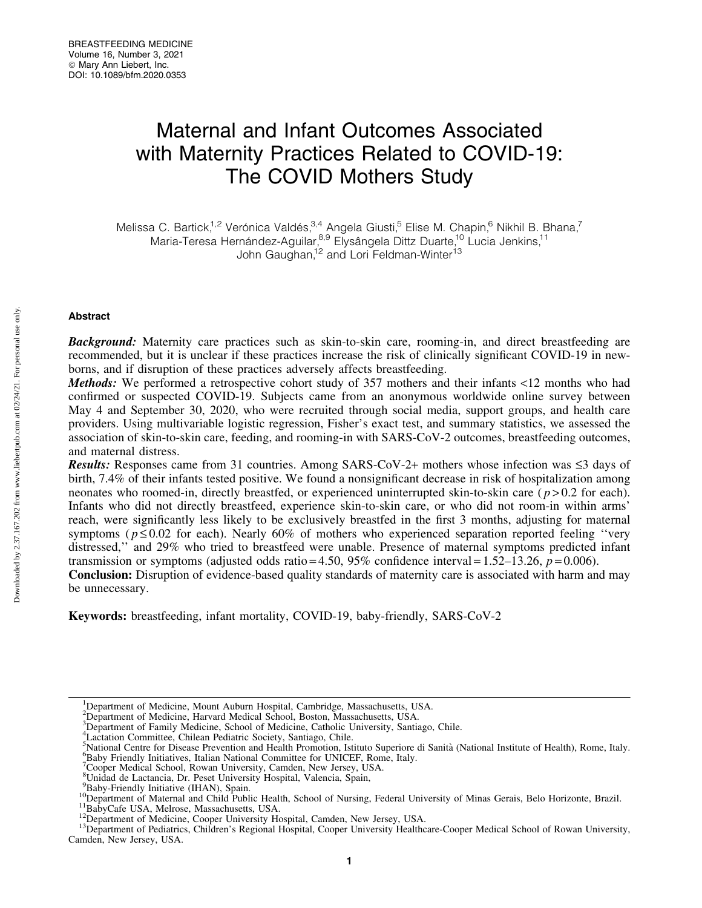# Maternal and Infant Outcomes Associated with Maternity Practices Related to COVID-19: The COVID Mothers Study

Melissa C. Bartick,[1,2] Verónica Valdés,[3,4] Angela Giusti,[5] Elise M. Chapin,[6] Nikhil B. Bhana,[7] Maria-Teresa Hernández-Aguilar,[8,9] Elysângela Dittz Duarte,[10] Lucia Jenkins,[11] John Gaughan,[12] and Lori Feldman-Winter[13]

## Abstract

***Background:*** Maternity care practices such as skin-to-skin care, rooming-in, and direct breastfeeding are recommended, but it is unclear if these practices increase the risk of clinically significant COVID-19 in newborns, and if disruption of these practices adversely affects breastfeeding.

***Methods:*** We performed a retrospective cohort study of 357 mothers and their infants <12 months who had confirmed or suspected COVID-19. Subjects came from an anonymous worldwide online survey between May 4 and September 30, 2020, who were recruited through social media, support groups, and health care providers. Using multivariable logistic regression, Fisher's exact test, and summary statistics, we assessed the association of skin-to-skin care, feeding, and rooming-in with SARS-CoV-2 outcomes, breastfeeding outcomes, and maternal distress.

***Results:*** Responses came from 31 countries. Among SARS-CoV-2+ mothers whose infection was ≤3 days of birth, 7.4% of their infants tested positive. We found a nonsignificant decrease in risk of hospitalization among neonates who roomed-in, directly breastfed, or experienced uninterrupted skin-to-skin care ($p > 0.2$ for each). Infants who did not directly breastfeed, experience skin-to-skin care, or who did not room-in within arms' reach, were significantly less likely to be exclusively breastfed in the first 3 months, adjusting for maternal symptoms ($p \leq 0.02$ for each). Nearly 60% of mothers who experienced separation reported feeling ''very distressed,'' and 29% who tried to breastfeed were unable. Presence of maternal symptoms predicted infant transmission or symptoms (adjusted odds ratio = 4.50, 95% confidence interval = 1.52–13.26, $p = 0.006$).

**Conclusion:** Disruption of evidence-based quality standards of maternity care is associated with harm and may be unnecessary.

**Keywords:** breastfeeding, infant mortality, COVID-19, baby-friendly, SARS-CoV-2

---

[1]Department of Medicine, Mount Auburn Hospital, Cambridge, Massachusetts, USA.
[2]Department of Medicine, Harvard Medical School, Boston, Massachusetts, USA.
[3]Department of Family Medicine, School of Medicine, Catholic University, Santiago, Chile.
[4]Lactation Committee, Chilean Pediatric Society, Santiago, Chile.
[5]National Centre for Disease Prevention and Health Promotion, Istituto Superiore di Sanità (National Institute of Health), Rome, Italy.
[6]Baby Friendly Initiatives, Italian National Committee for UNICEF, Rome, Italy.
[7]Cooper Medical School, Rowan University, Camden, New Jersey, USA.
[8]Unidad de Lactancia, Dr. Peset University Hospital, Valencia, Spain,
[9]Baby-Friendly Initiative (IHAN), Spain.
[10]Department of Maternal and Child Public Health, School of Nursing, Federal University of Minas Gerais, Belo Horizonte, Brazil.
[11]BabyCafe USA, Melrose, Massachusetts, USA.
[12]Department of Medicine, Cooper University Hospital, Camden, New Jersey, USA.
[13]Department of Pediatrics, Children's Regional Hospital, Cooper University Healthcare-Cooper Medical School of Rowan University, Camden, New Jersey, USA.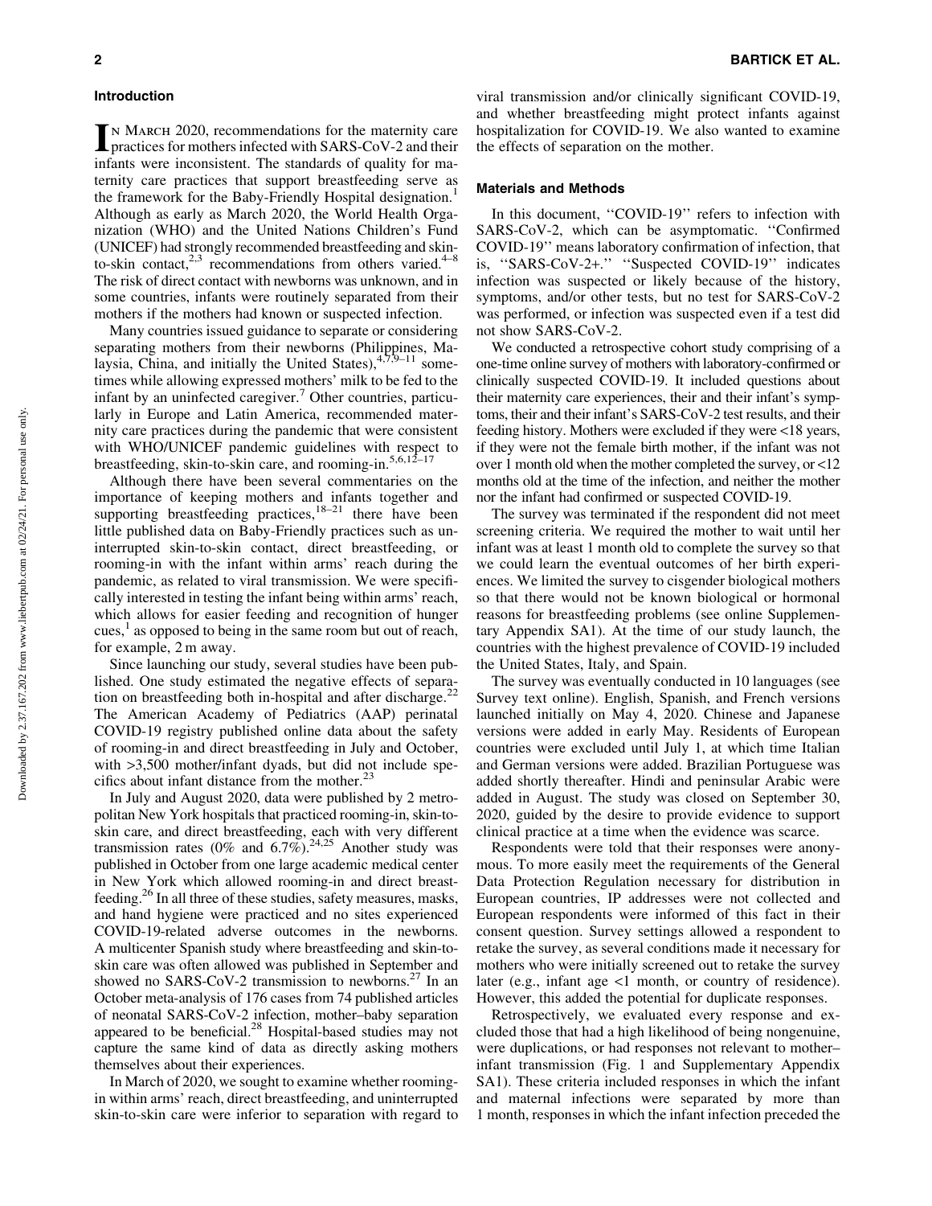## Introduction

In March 2020, recommendations for the maternity care practices for mothers infected with SARS-CoV-2 and their infants were inconsistent. The standards of quality for maternity care practices that support breastfeeding serve as the framework for the Baby-Friendly Hospital designation.[1] Although as early as March 2020, the World Health Organization (WHO) and the United Nations Children's Fund (UNICEF) had strongly recommended breastfeeding and skin-to-skin contact,[2,3] recommendations from others varied.[4–8] The risk of direct contact with newborns was unknown, and in some countries, infants were routinely separated from their mothers if the mothers had known or suspected infection.

Many countries issued guidance to separate or considering separating mothers from their newborns (Philippines, Malaysia, China, and initially the United States),[4,7,9–11] sometimes while allowing expressed mothers' milk to be fed to the infant by an uninfected caregiver.[7] Other countries, particularly in Europe and Latin America, recommended maternity care practices during the pandemic that were consistent with WHO/UNICEF pandemic guidelines with respect to breastfeeding, skin-to-skin care, and rooming-in.[5,6,12–17]

Although there have been several commentaries on the importance of keeping mothers and infants together and supporting breastfeeding practices,[18–21] there have been little published data on Baby-Friendly practices such as uninterrupted skin-to-skin contact, direct breastfeeding, or rooming-in with the infant within arms' reach during the pandemic, as related to viral transmission. We were specifically interested in testing the infant being within arms' reach, which allows for easier feeding and recognition of hunger cues,[1] as opposed to being in the same room but out of reach, for example, 2 m away.

Since launching our study, several studies have been published. One study estimated the negative effects of separation on breastfeeding both in-hospital and after discharge.[22] The American Academy of Pediatrics (AAP) perinatal COVID-19 registry published online data about the safety of rooming-in and direct breastfeeding in July and October, with >3,500 mother/infant dyads, but did not include specifics about infant distance from the mother.[23]

In July and August 2020, data were published by 2 metropolitan New York hospitals that practiced rooming-in, skin-to-skin care, and direct breastfeeding, each with very different transmission rates (0% and 6.7%).[24,25] Another study was published in October from one large academic medical center in New York which allowed rooming-in and direct breastfeeding.[26] In all three of these studies, safety measures, masks, and hand hygiene were practiced and no sites experienced COVID-19-related adverse outcomes in the newborns. A multicenter Spanish study where breastfeeding and skin-to-skin care was often allowed was published in September and showed no SARS-CoV-2 transmission to newborns.[27] In an October meta-analysis of 176 cases from 74 published articles of neonatal SARS-CoV-2 infection, mother–baby separation appeared to be beneficial.[28] Hospital-based studies may not capture the same kind of data as directly asking mothers themselves about their experiences.

In March of 2020, we sought to examine whether rooming-in within arms' reach, direct breastfeeding, and uninterrupted skin-to-skin care were inferior to separation with regard to viral transmission and/or clinically significant COVID-19, and whether breastfeeding might protect infants against hospitalization for COVID-19. We also wanted to examine the effects of separation on the mother.

## Materials and Methods

In this document, "COVID-19" refers to infection with SARS-CoV-2, which can be asymptomatic. "Confirmed COVID-19" means laboratory confirmation of infection, that is, "SARS-CoV-2+." "Suspected COVID-19" indicates infection was suspected or likely because of the history, symptoms, and/or other tests, but no test for SARS-CoV-2 was performed, or infection was suspected even if a test did not show SARS-CoV-2.

We conducted a retrospective cohort study comprising of a one-time online survey of mothers with laboratory-confirmed or clinically suspected COVID-19. It included questions about their maternity care experiences, their and their infant's symptoms, their and their infant's SARS-CoV-2 test results, and their feeding history. Mothers were excluded if they were <18 years, if they were not the female birth mother, if the infant was not over 1 month old when the mother completed the survey, or <12 months old at the time of the infection, and neither the mother nor the infant had confirmed or suspected COVID-19.

The survey was terminated if the respondent did not meet screening criteria. We required the mother to wait until her infant was at least 1 month old to complete the survey so that we could learn the eventual outcomes of her birth experiences. We limited the survey to cisgender biological mothers so that there would not be known biological or hormonal reasons for breastfeeding problems (see online Supplementary Appendix SA1). At the time of our study launch, the countries with the highest prevalence of COVID-19 included the United States, Italy, and Spain.

The survey was eventually conducted in 10 languages (see Survey text online). English, Spanish, and French versions launched initially on May 4, 2020. Chinese and Japanese versions were added in early May. Residents of European countries were excluded until July 1, at which time Italian and German versions were added. Brazilian Portuguese was added shortly thereafter. Hindi and peninsular Arabic were added in August. The study was closed on September 30, 2020, guided by the desire to provide evidence to support clinical practice at a time when the evidence was scarce.

Respondents were told that their responses were anonymous. To more easily meet the requirements of the General Data Protection Regulation necessary for distribution in European countries, IP addresses were not collected and European respondents were informed of this fact in their consent question. Survey settings allowed a respondent to retake the survey, as several conditions made it necessary for mothers who were initially screened out to retake the survey later (e.g., infant age <1 month, or country of residence). However, this added the potential for duplicate responses.

Retrospectively, we evaluated every response and excluded those that had a high likelihood of being nongenuine, were duplications, or had responses not relevant to mother–infant transmission (Fig. 1 and Supplementary Appendix SA1). These criteria included responses in which the infant and maternal infections were separated by more than 1 month, responses in which the infant infection preceded the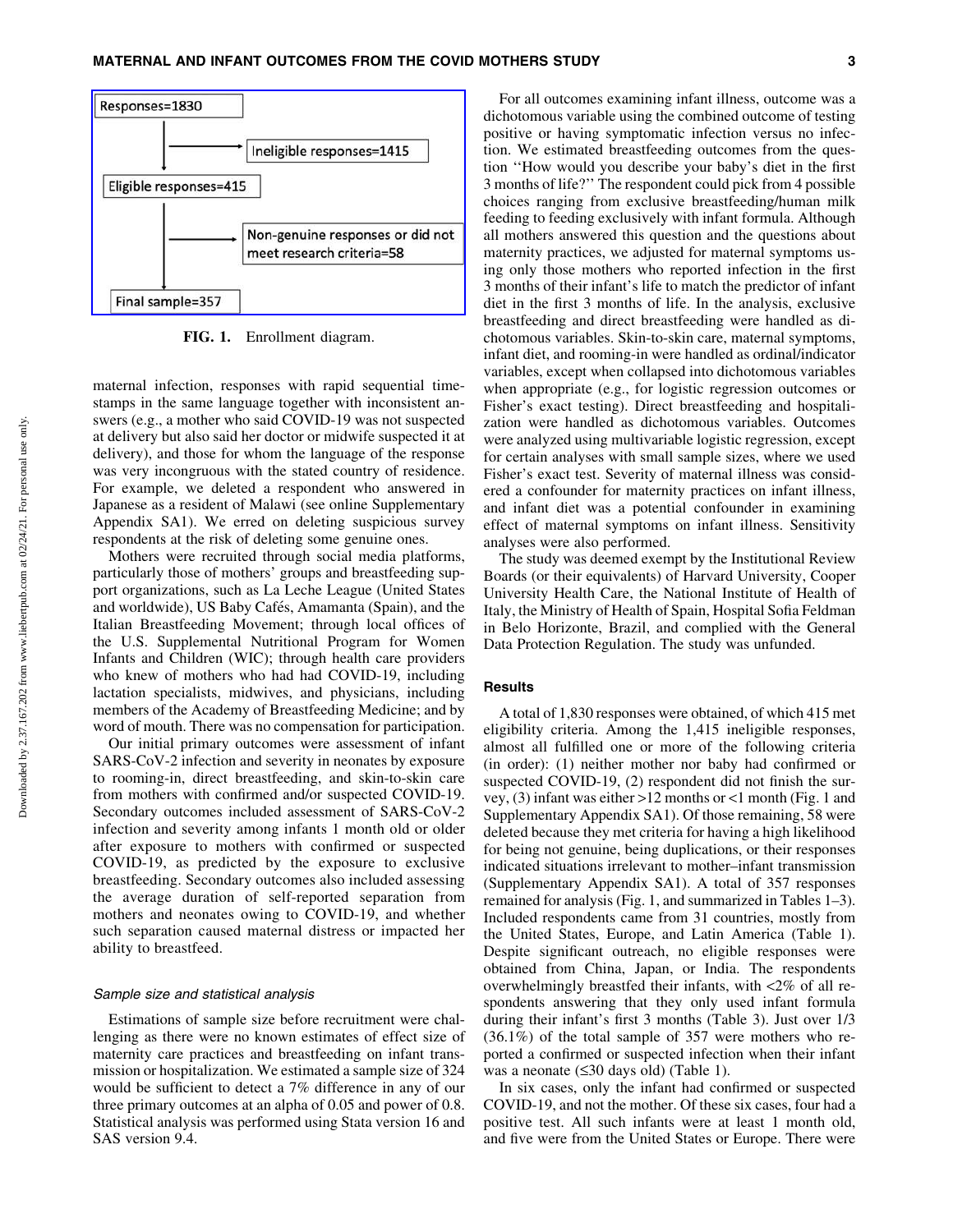Responses=1830

Ineligible responses=1415

Eligible responses=415

Non-genuine responses or did not meet research criteria=58

Final sample=357

**FIG. 1.** Enrollment diagram.

maternal infection, responses with rapid sequential timestamps in the same language together with inconsistent answers (e.g., a mother who said COVID-19 was not suspected at delivery but also said her doctor or midwife suspected it at delivery), and those for whom the language of the response was very incongruous with the stated country of residence. For example, we deleted a respondent who answered in Japanese as a resident of Malawi (see online Supplementary Appendix SA1). We erred on deleting suspicious survey respondents at the risk of deleting some genuine ones.

Mothers were recruited through social media platforms, particularly those of mothers' groups and breastfeeding support organizations, such as La Leche League (United States and worldwide), US Baby Cafés, Amamanta (Spain), and the Italian Breastfeeding Movement; through local offices of the U.S. Supplemental Nutritional Program for Women Infants and Children (WIC); through health care providers who knew of mothers who had had COVID-19, including lactation specialists, midwives, and physicians, including members of the Academy of Breastfeeding Medicine; and by word of mouth. There was no compensation for participation.

Our initial primary outcomes were assessment of infant SARS-CoV-2 infection and severity in neonates by exposure to rooming-in, direct breastfeeding, and skin-to-skin care from mothers with confirmed and/or suspected COVID-19. Secondary outcomes included assessment of SARS-CoV-2 infection and severity among infants 1 month old or older after exposure to mothers with confirmed or suspected COVID-19, as predicted by the exposure to exclusive breastfeeding. Secondary outcomes also included assessing the average duration of self-reported separation from mothers and neonates owing to COVID-19, and whether such separation caused maternal distress or impacted her ability to breastfeed.

### *Sample size and statistical analysis*

Estimations of sample size before recruitment were challenging as there were no known estimates of effect size of maternity care practices and breastfeeding on infant transmission or hospitalization. We estimated a sample size of 324 would be sufficient to detect a 7% difference in any of our three primary outcomes at an alpha of 0.05 and power of 0.8. Statistical analysis was performed using Stata version 16 and SAS version 9.4.

For all outcomes examining infant illness, outcome was a dichotomous variable using the combined outcome of testing positive or having symptomatic infection versus no infection. We estimated breastfeeding outcomes from the question ''How would you describe your baby's diet in the first 3 months of life?'' The respondent could pick from 4 possible choices ranging from exclusive breastfeeding/human milk feeding to feeding exclusively with infant formula. Although all mothers answered this question and the questions about maternity practices, we adjusted for maternal symptoms using only those mothers who reported infection in the first 3 months of their infant's life to match the predictor of infant diet in the first 3 months of life. In the analysis, exclusive breastfeeding and direct breastfeeding were handled as dichotomous variables. Skin-to-skin care, maternal symptoms, infant diet, and rooming-in were handled as ordinal/indicator variables, except when collapsed into dichotomous variables when appropriate (e.g., for logistic regression outcomes or Fisher's exact testing). Direct breastfeeding and hospitalization were handled as dichotomous variables. Outcomes were analyzed using multivariable logistic regression, except for certain analyses with small sample sizes, where we used Fisher's exact test. Severity of maternal illness was considered a confounder for maternity practices on infant illness, and infant diet was a potential confounder in examining effect of maternal symptoms on infant illness. Sensitivity analyses were also performed.

The study was deemed exempt by the Institutional Review Boards (or their equivalents) of Harvard University, Cooper University Health Care, the National Institute of Health of Italy, the Ministry of Health of Spain, Hospital Sofia Feldman in Belo Horizonte, Brazil, and complied with the General Data Protection Regulation. The study was unfunded.

## Results

A total of 1,830 responses were obtained, of which 415 met eligibility criteria. Among the 1,415 ineligible responses, almost all fulfilled one or more of the following criteria (in order): (1) neither mother nor baby had confirmed or suspected COVID-19, (2) respondent did not finish the survey, (3) infant was either >12 months or <1 month (Fig. 1 and Supplementary Appendix SA1). Of those remaining, 58 were deleted because they met criteria for having a high likelihood for being not genuine, being duplications, or their responses indicated situations irrelevant to mother–infant transmission (Supplementary Appendix SA1). A total of 357 responses remained for analysis (Fig. 1, and summarized in Tables 1–3). Included respondents came from 31 countries, mostly from the United States, Europe, and Latin America (Table 1). Despite significant outreach, no eligible responses were obtained from China, Japan, or India. The respondents overwhelmingly breastfed their infants, with <2% of all respondents answering that they only used infant formula during their infant's first 3 months (Table 3). Just over 1/3 (36.1%) of the total sample of 357 were mothers who reported a confirmed or suspected infection when their infant was a neonate (≤30 days old) (Table 1).

In six cases, only the infant had confirmed or suspected COVID-19, and not the mother. Of these six cases, four had a positive test. All such infants were at least 1 month old, and five were from the United States or Europe. There were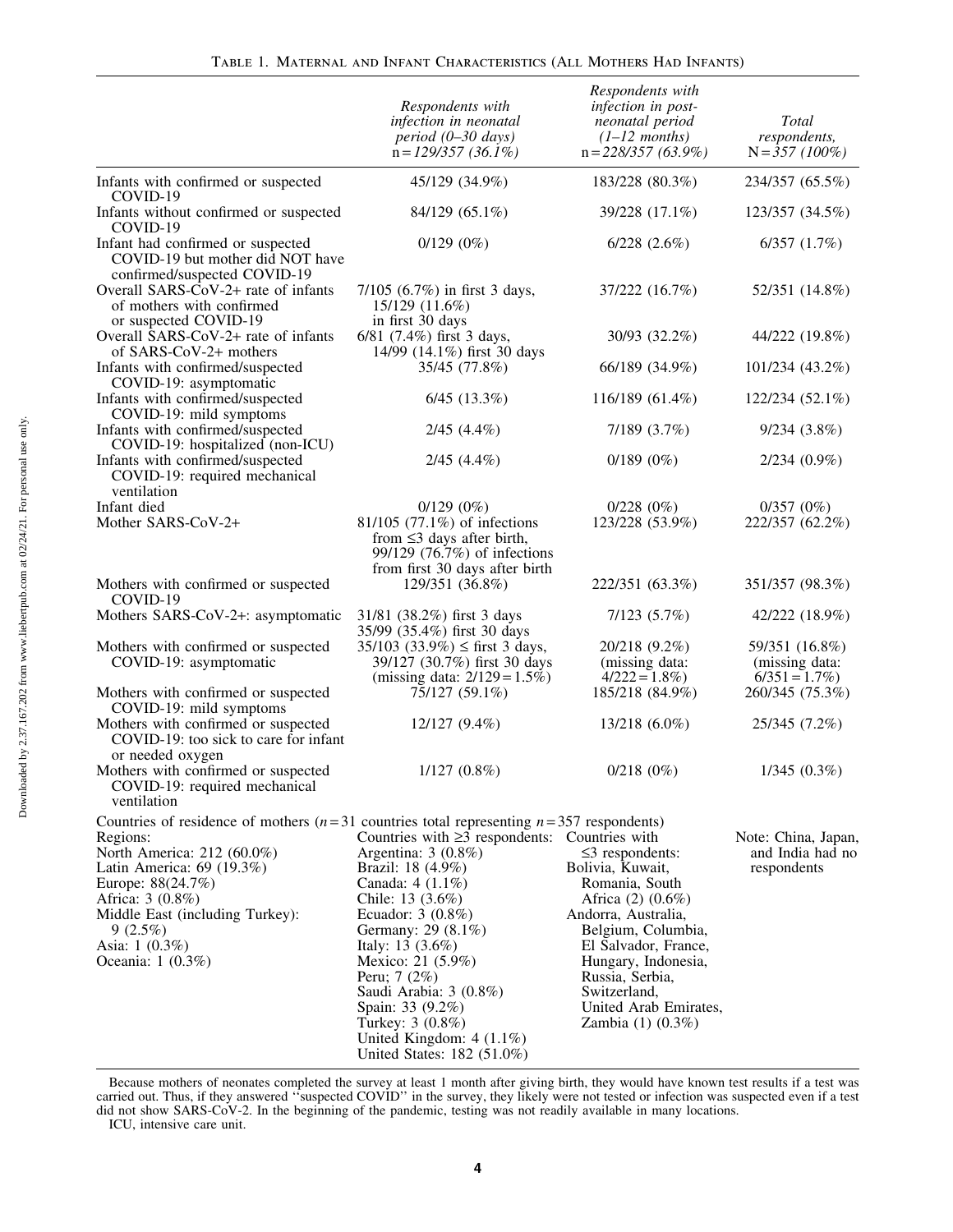Table 1. Maternal and Infant Characteristics (All Mothers Had Infants)

| | *Respondents with infection in neonatal period (0–30 days)* n = *129/357 (36.1%)* | *Respondents with infection in post-neonatal period (1–12 months)* n = *228/357 (63.9%)* | *Total respondents,* N = *357 (100%)* |
|---|---|---|---|
| Infants with confirmed or suspected COVID-19 | 45/129 (34.9%) | 183/228 (80.3%) | 234/357 (65.5%) |
| Infants without confirmed or suspected COVID-19 | 84/129 (65.1%) | 39/228 (17.1%) | 123/357 (34.5%) |
| Infant had confirmed or suspected COVID-19 but mother did NOT have confirmed/suspected COVID-19 | 0/129 (0%) | 6/228 (2.6%) | 6/357 (1.7%) |
| Overall SARS-CoV-2+ rate of infants of mothers with confirmed or suspected COVID-19 | 7/105 (6.7%) in first 3 days, 15/129 (11.6%) in first 30 days | 37/222 (16.7%) | 52/351 (14.8%) |
| Overall SARS-CoV-2+ rate of infants of SARS-CoV-2+ mothers | 6/81 (7.4%) first 3 days, 14/99 (14.1%) first 30 days | 30/93 (32.2%) | 44/222 (19.8%) |
| Infants with confirmed/suspected COVID-19: asymptomatic | 35/45 (77.8%) | 66/189 (34.9%) | 101/234 (43.2%) |
| Infants with confirmed/suspected COVID-19: mild symptoms | 6/45 (13.3%) | 116/189 (61.4%) | 122/234 (52.1%) |
| Infants with confirmed/suspected COVID-19: hospitalized (non-ICU) | 2/45 (4.4%) | 7/189 (3.7%) | 9/234 (3.8%) |
| Infants with confirmed/suspected COVID-19: required mechanical ventilation | 2/45 (4.4%) | 0/189 (0%) | 2/234 (0.9%) |
| Infant died | 0/129 (0%) | 0/228 (0%) | 0/357 (0%) |
| Mother SARS-CoV-2+ | 81/105 (77.1%) of infections from ≤3 days after birth, 99/129 (76.7%) of infections from first 30 days after birth | 123/228 (53.9%) | 222/357 (62.2%) |
| Mothers with confirmed or suspected COVID-19 | 129/351 (36.8%) | 222/351 (63.3%) | 351/357 (98.3%) |
| Mothers SARS-CoV-2+: asymptomatic | 31/81 (38.2%) first 3 days 35/99 (35.4%) first 30 days | 7/123 (5.7%) | 42/222 (18.9%) |
| Mothers with confirmed or suspected COVID-19: asymptomatic | 35/103 (33.9%) ≤ first 3 days, 39/127 (30.7%) first 30 days (missing data: 2/129 = 1.5%) | 20/218 (9.2%) (missing data: 4/222 = 1.8%) | 59/351 (16.8%) (missing data: 6/351 = 1.7%) |
| Mothers with confirmed or suspected COVID-19: mild symptoms | 75/127 (59.1%) | 185/218 (84.9%) | 260/345 (75.3%) |
| Mothers with confirmed or suspected COVID-19: too sick to care for infant or needed oxygen | 12/127 (9.4%) | 13/218 (6.0%) | 25/345 (7.2%) |
| Mothers with confirmed or suspected COVID-19: required mechanical ventilation | 1/127 (0.8%) | 0/218 (0%) | 1/345 (0.3%) |
| Countries of residence of mothers (*n* = 31 countries total representing *n* = 357 respondents) | | | |
| Regions: North America: 212 (60.0%) Latin America: 69 (19.3%) Europe: 88(24.7%) Africa: 3 (0.8%) Middle East (including Turkey): 9 (2.5%) Asia: 1 (0.3%) Oceania: 1 (0.3%) | Countries with ≥3 respondents: Argentina: 3 (0.8%) Brazil: 18 (4.9%) Canada: 4 (1.1%) Chile: 13 (3.6%) Ecuador: 3 (0.8%) Germany: 29 (8.1%) Italy: 13 (3.6%) Mexico: 21 (5.9%) Peru; 7 (2%) Saudi Arabia: 3 (0.8%) Spain: 33 (9.2%) Turkey: 3 (0.8%) United Kingdom: 4 (1.1%) United States: 182 (51.0%) | Countries with ≤3 respondents: Bolivia, Kuwait, Romania, South Africa (2) (0.6%) Andorra, Australia, Belgium, Columbia, El Salvador, France, Hungary, Indonesia, Russia, Serbia, Switzerland, United Arab Emirates, Zambia (1) (0.3%) | Note: China, Japan, and India had no respondents |

Because mothers of neonates completed the survey at least 1 month after giving birth, they would have known test results if a test was carried out. Thus, if they answered "suspected COVID" in the survey, they likely were not tested or infection was suspected even if a test did not show SARS-CoV-2. In the beginning of the pandemic, testing was not readily available in many locations.

ICU, intensive care unit.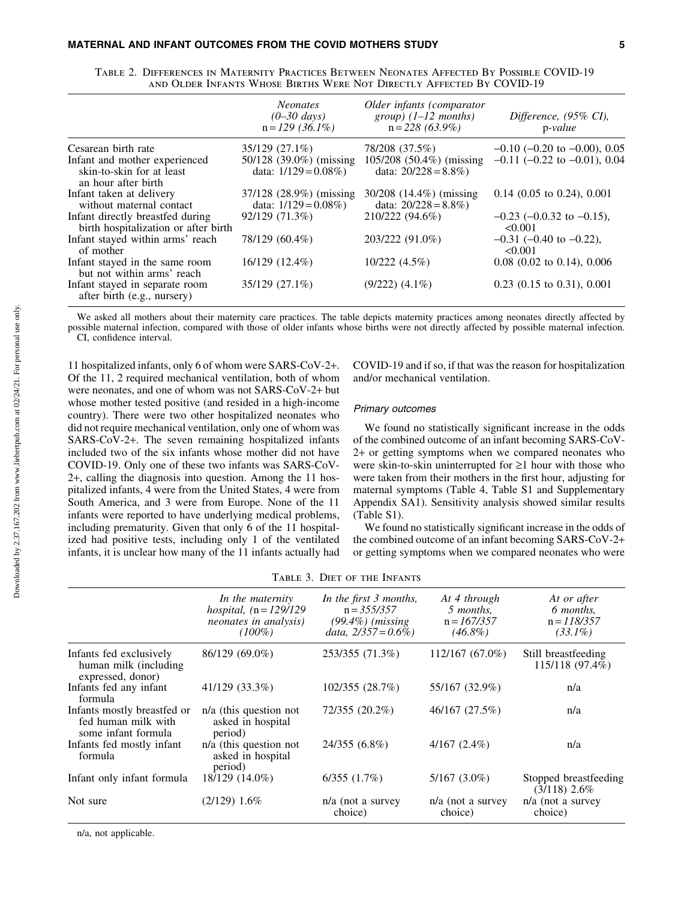Table 2. Differences in Maternity Practices Between Neonates Affected By Possible COVID-19 and Older Infants Whose Births Were Not Directly Affected By COVID-19

| | *Neonates (0–30 days)* n = *129 (36.1%)* | *Older infants (comparator group) (1–12 months)* n = *228 (63.9%)* | *Difference, (95% CI),* p*-value* |
|---|---|---|---|
| Cesarean birth rate | 35/129 (27.1%) | 78/208 (37.5%) | −0.10 (−0.20 to −0.00), 0.05 |
| Infant and mother experienced skin-to-skin for at least an hour after birth | 50/128 (39.0%) (missing data: 1/129 = 0.08%) | 105/208 (50.4%) (missing data: 20/228 = 8.8%) | −0.11 (−0.22 to −0.01), 0.04 |
| Infant taken at delivery without maternal contact | 37/128 (28.9%) (missing data: 1/129 = 0.08%) | 30/208 (14.4%) (missing data: 20/228 = 8.8%) | 0.14 (0.05 to 0.24), 0.001 |
| Infant directly breastfed during birth hospitalization or after birth | 92/129 (71.3%) | 210/222 (94.6%) | −0.23 (−0.0.32 to −0.15), <0.001 |
| Infant stayed within arms' reach of mother | 78/129 (60.4%) | 203/222 (91.0%) | −0.31 (−0.40 to −0.22), <0.001 |
| Infant stayed in the same room but not within arms' reach | 16/129 (12.4%) | 10/222 (4.5%) | 0.08 (0.02 to 0.14), 0.006 |
| Infant stayed in separate room after birth (e.g., nursery) | 35/129 (27.1%) | (9/222) (4.1%) | 0.23 (0.15 to 0.31), 0.001 |

We asked all mothers about their maternity care practices. The table depicts maternity practices among neonates directly affected by possible maternal infection, compared with those of older infants whose births were not directly affected by possible maternal infection.
CI, confidence interval.

11 hospitalized infants, only 6 of whom were SARS-CoV-2+. Of the 11, 2 required mechanical ventilation, both of whom were neonates, and one of whom was not SARS-CoV-2+ but whose mother tested positive (and resided in a high-income country). There were two other hospitalized neonates who did not require mechanical ventilation, only one of whom was SARS-CoV-2+. The seven remaining hospitalized infants included two of the six infants whose mother did not have COVID-19. Only one of these two infants was SARS-CoV-2+, calling the diagnosis into question. Among the 11 hospitalized infants, 4 were from the United States, 4 were from South America, and 3 were from Europe. None of the 11 infants were reported to have underlying medical problems, including prematurity. Given that only 6 of the 11 hospitalized had positive tests, including only 1 of the ventilated infants, it is unclear how many of the 11 infants actually had COVID-19 and if so, if that was the reason for hospitalization and/or mechanical ventilation.

### *Primary outcomes*

We found no statistically significant increase in the odds of the combined outcome of an infant becoming SARS-CoV-2+ or getting symptoms when we compared neonates who were skin-to-skin uninterrupted for ≥1 hour with those who were taken from their mothers in the first hour, adjusting for maternal symptoms (Table 4, Table S1 and Supplementary Appendix SA1). Sensitivity analysis showed similar results (Table S1).

We found no statistically significant increase in the odds of the combined outcome of an infant becoming SARS-CoV-2+ or getting symptoms when we compared neonates who were

Table 3. Diet of the Infants

| | *In the maternity hospital,* (n = *129/129 neonates in analysis) (100%)* | *In the first 3 months,* n = *355/357 (99.4%) (missing data, 2/357 = 0.6%)* | *At 4 through 5 months,* n = *167/357 (46.8%)* | *At or after 6 months,* n = *118/357 (33.1%)* |
|---|---|---|---|---|
| Infants fed exclusively human milk (including expressed, donor) | 86/129 (69.0%) | 253/355 (71.3%) | 112/167 (67.0%) | Still breastfeeding 115/118 (97.4%) |
| Infants fed any infant formula | 41/129 (33.3%) | 102/355 (28.7%) | 55/167 (32.9%) | n/a |
| Infants mostly breastfed or fed human milk with some infant formula | n/a (this question not asked in hospital period) | 72/355 (20.2%) | 46/167 (27.5%) | n/a |
| Infants fed mostly infant formula | n/a (this question not asked in hospital period) | 24/355 (6.8%) | 4/167 (2.4%) | n/a |
| Infant only infant formula | 18/129 (14.0%) | 6/355 (1.7%) | 5/167 (3.0%) | Stopped breastfeeding (3/118) 2.6% |
| Not sure | (2/129) 1.6% | n/a (not a survey choice) | n/a (not a survey choice) | n/a (not a survey choice) |

n/a, not applicable.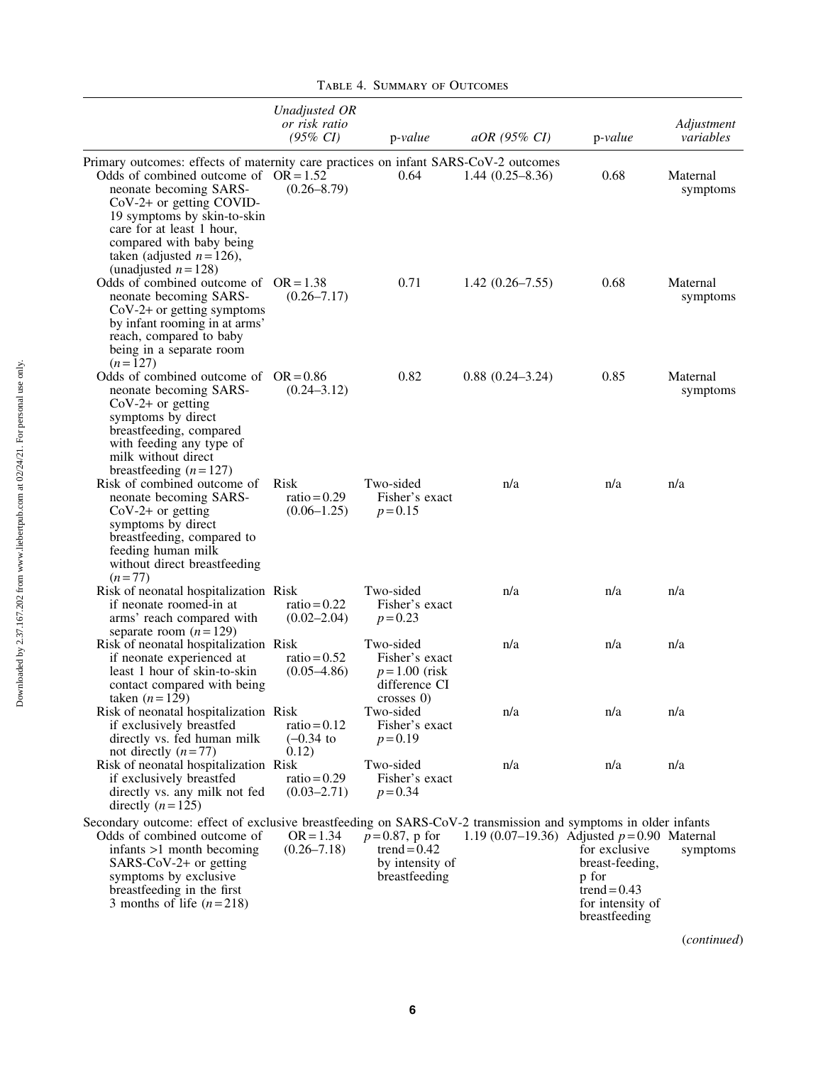Table 4. Summary of Outcomes

| | Unadjusted OR or risk ratio (95% CI) | p-value | aOR (95% CI) | p-value | Adjustment variables |
|---|---|---|---|---|---|
| Primary outcomes: effects of maternity care practices on infant SARS-CoV-2 outcomes | | | | | |
| Odds of combined outcome of neonate becoming SARS-CoV-2+ or getting COVID-19 symptoms by skin-to-skin care for at least 1 hour, compared with baby being taken (adjusted $n=126$), (unadjusted $n=128$) | OR = 1.52 (0.26–8.79) | 0.64 | 1.44 (0.25–8.36) | 0.68 | Maternal symptoms |
| Odds of combined outcome of neonate becoming SARS-CoV-2+ or getting symptoms by infant rooming in at arms' reach, compared to baby being in a separate room ($n=127$) | OR = 1.38 (0.26–7.17) | 0.71 | 1.42 (0.26–7.55) | 0.68 | Maternal symptoms |
| Odds of combined outcome of neonate becoming SARS-CoV-2+ or getting symptoms by direct breastfeeding, compared with feeding any type of milk without direct breastfeeding ($n=127$) | OR = 0.86 (0.24–3.12) | 0.82 | 0.88 (0.24–3.24) | 0.85 | Maternal symptoms |
| Risk of combined outcome of neonate becoming SARS-CoV-2+ or getting symptoms by direct breastfeeding, compared to feeding human milk without direct breastfeeding ($n=77$) | Risk ratio = 0.29 (0.06–1.25) | Two-sided Fisher's exact $p=0.15$ | n/a | n/a | n/a |
| Risk of neonatal hospitalization if neonate roomed-in at arms' reach compared with separate room ($n=129$) | Risk ratio = 0.22 (0.02–2.04) | Two-sided Fisher's exact $p=0.23$ | n/a | n/a | n/a |
| Risk of neonatal hospitalization if neonate experienced at least 1 hour of skin-to-skin contact compared with being taken ($n=129$) | Risk ratio = 0.52 (0.05–4.86) | Two-sided Fisher's exact $p=1.00$ (risk difference CI crosses 0) | n/a | n/a | n/a |
| Risk of neonatal hospitalization if exclusively breastfed directly vs. fed human milk not directly ($n=77$) | Risk ratio = 0.12 (–0.34 to 0.12) | Two-sided Fisher's exact $p=0.19$ | n/a | n/a | n/a |
| Risk of neonatal hospitalization if exclusively breastfed directly vs. any milk not fed directly ($n=125$) | Risk ratio = 0.29 (0.03–2.71) | Two-sided Fisher's exact $p=0.34$ | n/a | n/a | n/a |
| Secondary outcome: effect of exclusive breastfeeding on SARS-CoV-2 transmission and symptoms in older infants | | | | | |
| Odds of combined outcome of infants >1 month becoming SARS-CoV-2+ or getting symptoms by exclusive breastfeeding in the first 3 months of life ($n=218$) | OR = 1.34 (0.26–7.18) | $p=0.87$, p for trend = 0.42 by intensity of breastfeeding | 1.19 (0.07–19.36) | Adjusted $p=0.90$ for exclusive breast-feeding, p for trend = 0.43 for intensity of breastfeeding | Maternal symptoms |

(*continued*)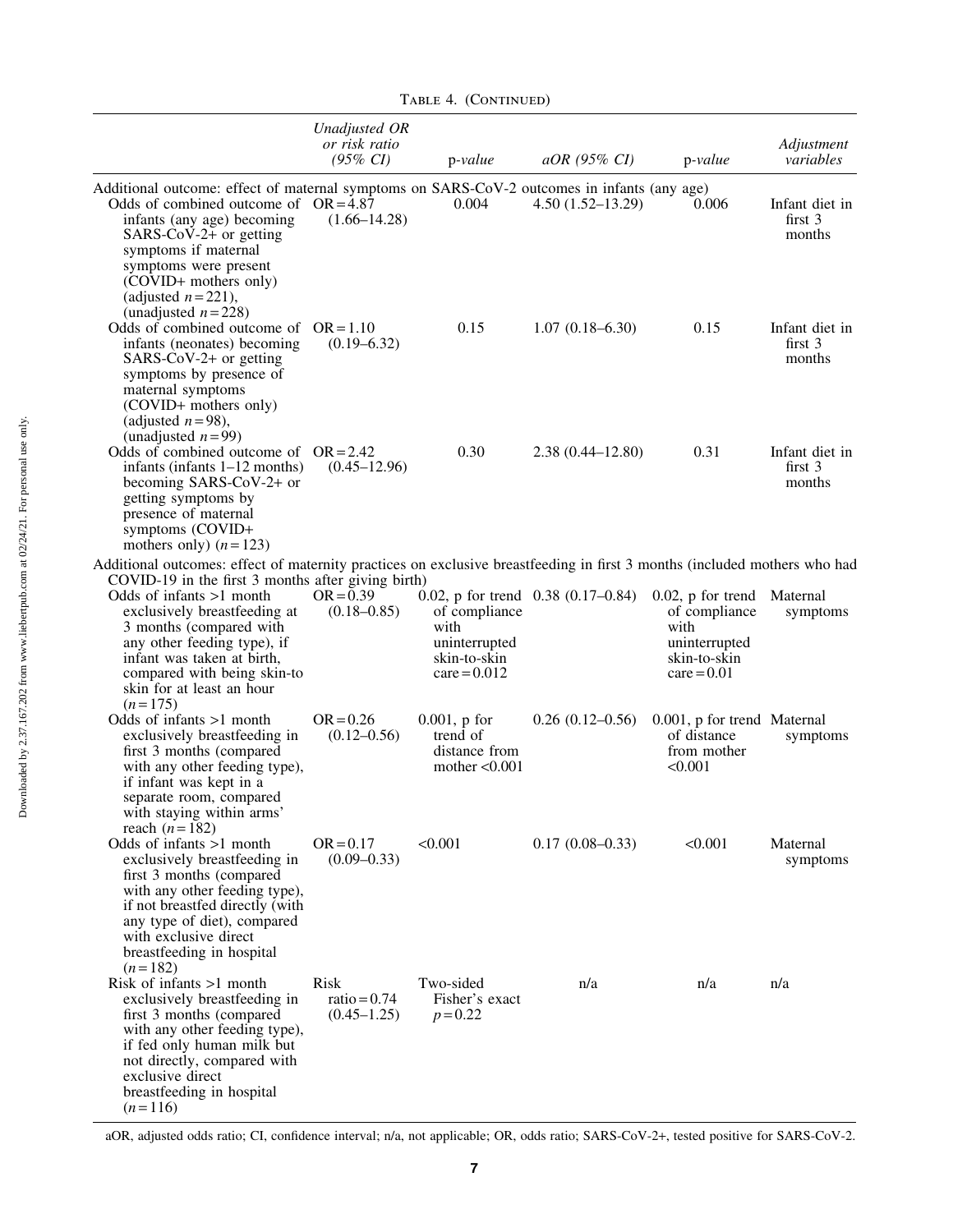Table 4. (Continued)

|  | Unadjusted OR or risk ratio (95% CI) | p-value | aOR (95% CI) | p-value | Adjustment variables |
|---|---|---|---|---|---|
| Additional outcome: effect of maternal symptoms on SARS-CoV-2 outcomes in infants (any age) | | | | | |
| Odds of combined outcome of infants (any age) becoming SARS-CoV-2+ or getting symptoms if maternal symptoms were present (COVID+ mothers only) (adjusted $n=221$), (unadjusted $n=228$) | OR = 4.87 (1.66–14.28) | 0.004 | 4.50 (1.52–13.29) | 0.006 | Infant diet in first 3 months |
| Odds of combined outcome of infants (neonates) becoming SARS-CoV-2+ or getting symptoms by presence of maternal symptoms (COVID+ mothers only) (adjusted $n=98$), (unadjusted $n=99$) | OR = 1.10 (0.19–6.32) | 0.15 | 1.07 (0.18–6.30) | 0.15 | Infant diet in first 3 months |
| Odds of combined outcome of infants (infants 1–12 months) becoming SARS-CoV-2+ or getting symptoms by presence of maternal symptoms (COVID+ mothers only) ($n=123$) | OR = 2.42 (0.45–12.96) | 0.30 | 2.38 (0.44–12.80) | 0.31 | Infant diet in first 3 months |
| Additional outcomes: effect of maternity practices on exclusive breastfeeding in first 3 months (included mothers who had COVID-19 in the first 3 months after giving birth) | | | | | |
| Odds of infants >1 month exclusively breastfeeding at 3 months (compared with any other feeding type), if infant was taken at birth, compared with being skin-to skin for at least an hour ($n=175$) | OR = 0.39 (0.18–0.85) | 0.02, p for trend of compliance with uninterrupted skin-to-skin care = 0.012 | 0.38 (0.17–0.84) | 0.02, p for trend of compliance with uninterrupted skin-to-skin care = 0.01 | Maternal symptoms |
| Odds of infants >1 month exclusively breastfeeding in first 3 months (compared with any other feeding type), if infant was kept in a separate room, compared with staying within arms' reach ($n=182$) | OR = 0.26 (0.12–0.56) | 0.001, p for trend of distance from mother <0.001 | 0.26 (0.12–0.56) | 0.001, p for trend of distance from mother <0.001 | Maternal symptoms |
| Odds of infants >1 month exclusively breastfeeding in first 3 months (compared with any other feeding type), if not breastfed directly (with any type of diet), compared with exclusive direct breastfeeding in hospital ($n=182$) | OR = 0.17 (0.09–0.33) | <0.001 | 0.17 (0.08–0.33) | <0.001 | Maternal symptoms |
| Risk of infants >1 month exclusively breastfeeding in first 3 months (compared with any other feeding type), if fed only human milk but not directly, compared with exclusive direct breastfeeding in hospital ($n=116$) | Risk ratio = 0.74 (0.45–1.25) | Two-sided Fisher's exact $p=0.22$ | n/a | n/a | n/a |

aOR, adjusted odds ratio; CI, confidence interval; n/a, not applicable; OR, odds ratio; SARS-CoV-2+, tested positive for SARS-CoV-2.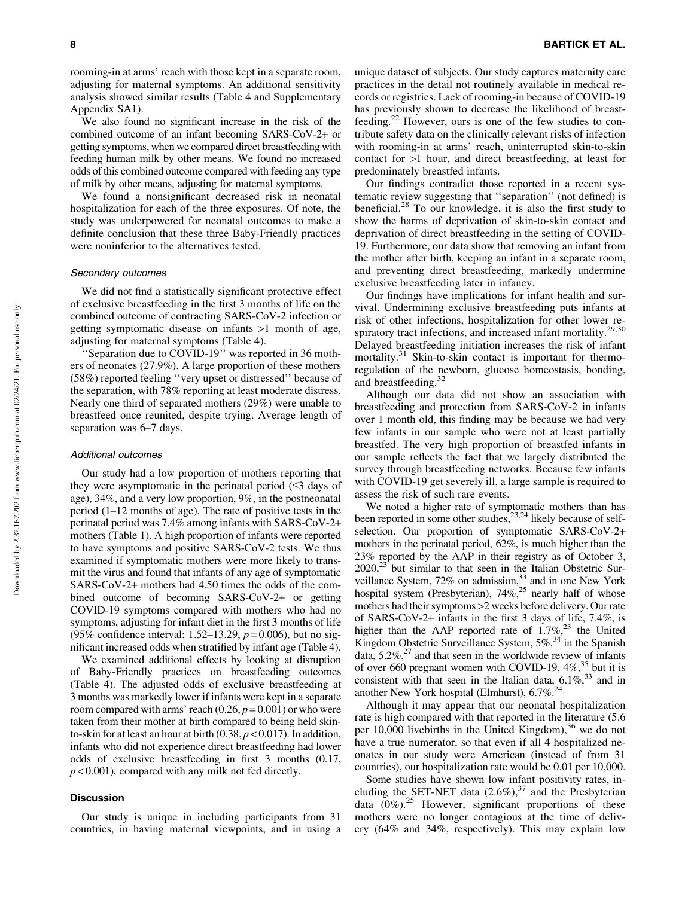rooming-in at arms' reach with those kept in a separate room, adjusting for maternal symptoms. An additional sensitivity analysis showed similar results (Table 4 and Supplementary Appendix SA1).

We also found no significant increase in the risk of the combined outcome of an infant becoming SARS-CoV-2+ or getting symptoms, when we compared direct breastfeeding with feeding human milk by other means. We found no increased odds of this combined outcome compared with feeding any type of milk by other means, adjusting for maternal symptoms.

We found a nonsignificant decreased risk in neonatal hospitalization for each of the three exposures. Of note, the study was underpowered for neonatal outcomes to make a definite conclusion that these three Baby-Friendly practices were noninferior to the alternatives tested.

### *Secondary outcomes*

We did not find a statistically significant protective effect of exclusive breastfeeding in the first 3 months of life on the combined outcome of contracting SARS-CoV-2 infection or getting symptomatic disease on infants >1 month of age, adjusting for maternal symptoms (Table 4).

''Separation due to COVID-19'' was reported in 36 mothers of neonates (27.9%). A large proportion of these mothers (58%) reported feeling ''very upset or distressed'' because of the separation, with 78% reporting at least moderate distress. Nearly one third of separated mothers (29%) were unable to breastfeed once reunited, despite trying. Average length of separation was 6–7 days.

### *Additional outcomes*

Our study had a low proportion of mothers reporting that they were asymptomatic in the perinatal period (≤3 days of age), 34%, and a very low proportion, 9%, in the postneonatal period (1–12 months of age). The rate of positive tests in the perinatal period was 7.4% among infants with SARS-CoV-2+ mothers (Table 1). A high proportion of infants were reported to have symptoms and positive SARS-CoV-2 tests. We thus examined if symptomatic mothers were more likely to transmit the virus and found that infants of any age of symptomatic SARS-CoV-2+ mothers had 4.50 times the odds of the combined outcome of becoming SARS-CoV-2+ or getting COVID-19 symptoms compared with mothers who had no symptoms, adjusting for infant diet in the first 3 months of life (95% confidence interval: 1.52–13.29, $p = 0.006$), but no significant increased odds when stratified by infant age (Table 4).

We examined additional effects by looking at disruption of Baby-Friendly practices on breastfeeding outcomes (Table 4). The adjusted odds of exclusive breastfeeding at 3 months was markedly lower if infants were kept in a separate room compared with arms' reach (0.26, $p = 0.001$) or who were taken from their mother at birth compared to being held skin-to-skin for at least an hour at birth (0.38, $p < 0.017$). In addition, infants who did not experience direct breastfeeding had lower odds of exclusive breastfeeding in first 3 months (0.17, $p < 0.001$), compared with any milk not fed directly.

## Discussion

Our study is unique in including participants from 31 countries, in having maternal viewpoints, and in using a unique dataset of subjects. Our study captures maternity care practices in the detail not routinely available in medical records or registries. Lack of rooming-in because of COVID-19 has previously shown to decrease the likelihood of breastfeeding.[22] However, ours is one of the few studies to contribute safety data on the clinically relevant risks of infection with rooming-in at arms' reach, uninterrupted skin-to-skin contact for >1 hour, and direct breastfeeding, at least for predominately breastfed infants.

Our findings contradict those reported in a recent systematic review suggesting that ''separation'' (not defined) is beneficial.[28] To our knowledge, it is also the first study to show the harms of deprivation of skin-to-skin contact and deprivation of direct breastfeeding in the setting of COVID-19. Furthermore, our data show that removing an infant from the mother after birth, keeping an infant in a separate room, and preventing direct breastfeeding, markedly undermine exclusive breastfeeding later in infancy.

Our findings have implications for infant health and survival. Undermining exclusive breastfeeding puts infants at risk of other infections, hospitalization for other lower respiratory tract infections, and increased infant mortality.[29,30] Delayed breastfeeding initiation increases the risk of infant mortality.[31] Skin-to-skin contact is important for thermoregulation of the newborn, glucose homeostasis, bonding, and breastfeeding.[32]

Although our data did not show an association with breastfeeding and protection from SARS-CoV-2 in infants over 1 month old, this finding may be because we had very few infants in our sample who were not at least partially breastfed. The very high proportion of breastfed infants in our sample reflects the fact that we largely distributed the survey through breastfeeding networks. Because few infants with COVID-19 get severely ill, a large sample is required to assess the risk of such rare events.

We noted a higher rate of symptomatic mothers than has been reported in some other studies,[23,24] likely because of self-selection. Our proportion of symptomatic SARS-CoV-2+ mothers in the perinatal period, 62%, is much higher than the 23% reported by the AAP in their registry as of October 3, 2020,[23] but similar to that seen in the Italian Obstetric Surveillance System, 72% on admission,[33] and in one New York hospital system (Presbyterian), 74%,[25] nearly half of whose mothers had their symptoms >2 weeks before delivery. Our rate of SARS-CoV-2+ infants in the first 3 days of life, 7.4%, is higher than the AAP reported rate of 1.7%,[23] the United Kingdom Obstetric Surveillance System, 5%,[34] in the Spanish data, 5.2%,[27] and that seen in the worldwide review of infants of over 660 pregnant women with COVID-19, 4%,[35] but it is consistent with that seen in the Italian data, 6.1%,[33] and in another New York hospital (Elmhurst), 6.7%.[24]

Although it may appear that our neonatal hospitalization rate is high compared with that reported in the literature (5.6 per 10,000 livebirths in the United Kingdom),[36] we do not have a true numerator, so that even if all 4 hospitalized neonates in our study were American (instead of from 31 countries), our hospitalization rate would be 0.01 per 10,000.

Some studies have shown low infant positivity rates, including the SET-NET data (2.6%),[37] and the Presbyterian data (0%).[25] However, significant proportions of these mothers were no longer contagious at the time of delivery (64% and 34%, respectively). This may explain low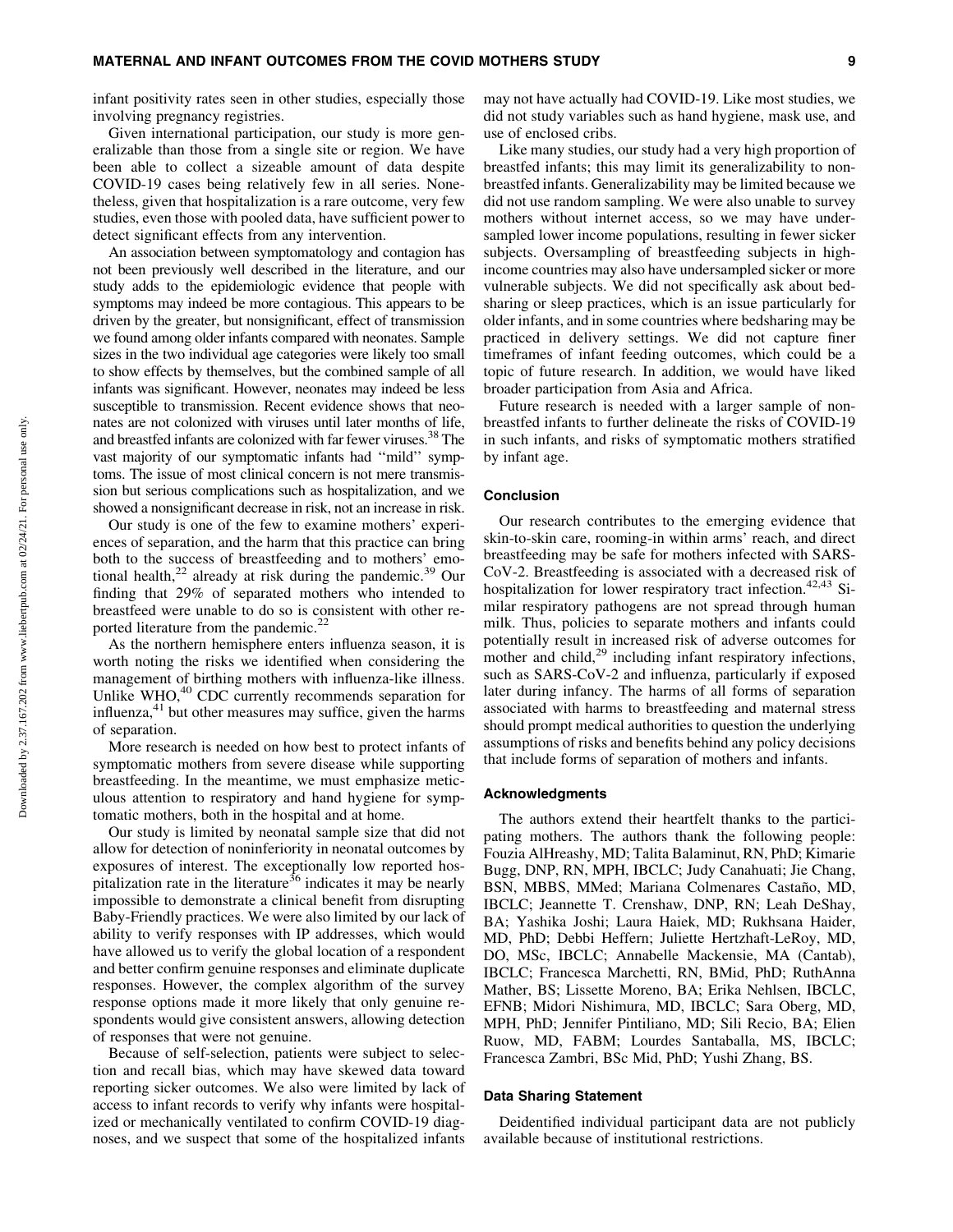infant positivity rates seen in other studies, especially those involving pregnancy registries.

Given international participation, our study is more generalizable than those from a single site or region. We have been able to collect a sizeable amount of data despite COVID-19 cases being relatively few in all series. Nonetheless, given that hospitalization is a rare outcome, very few studies, even those with pooled data, have sufficient power to detect significant effects from any intervention.

An association between symptomatology and contagion has not been previously well described in the literature, and our study adds to the epidemiologic evidence that people with symptoms may indeed be more contagious. This appears to be driven by the greater, but nonsignificant, effect of transmission we found among older infants compared with neonates. Sample sizes in the two individual age categories were likely too small to show effects by themselves, but the combined sample of all infants was significant. However, neonates may indeed be less susceptible to transmission. Recent evidence shows that neonates are not colonized with viruses until later months of life, and breastfed infants are colonized with far fewer viruses.[38] The vast majority of our symptomatic infants had ''mild'' symptoms. The issue of most clinical concern is not mere transmission but serious complications such as hospitalization, and we showed a nonsignificant decrease in risk, not an increase in risk.

Our study is one of the few to examine mothers' experiences of separation, and the harm that this practice can bring both to the success of breastfeeding and to mothers' emotional health,[22] already at risk during the pandemic.[39] Our finding that 29% of separated mothers who intended to breastfeed were unable to do so is consistent with other reported literature from the pandemic.[22]

As the northern hemisphere enters influenza season, it is worth noting the risks we identified when considering the management of birthing mothers with influenza-like illness. Unlike WHO,[40] CDC currently recommends separation for influenza,[41] but other measures may suffice, given the harms of separation.

More research is needed on how best to protect infants of symptomatic mothers from severe disease while supporting breastfeeding. In the meantime, we must emphasize meticulous attention to respiratory and hand hygiene for symptomatic mothers, both in the hospital and at home.

Our study is limited by neonatal sample size that did not allow for detection of noninferiority in neonatal outcomes by exposures of interest. The exceptionally low reported hospitalization rate in the literature[36] indicates it may be nearly impossible to demonstrate a clinical benefit from disrupting Baby-Friendly practices. We were also limited by our lack of ability to verify responses with IP addresses, which would have allowed us to verify the global location of a respondent and better confirm genuine responses and eliminate duplicate responses. However, the complex algorithm of the survey response options made it more likely that only genuine respondents would give consistent answers, allowing detection of responses that were not genuine.

Because of self-selection, patients were subject to selection and recall bias, which may have skewed data toward reporting sicker outcomes. We also were limited by lack of access to infant records to verify why infants were hospitalized or mechanically ventilated to confirm COVID-19 diagnoses, and we suspect that some of the hospitalized infants may not have actually had COVID-19. Like most studies, we did not study variables such as hand hygiene, mask use, and use of enclosed cribs.

Like many studies, our study had a very high proportion of breastfed infants; this may limit its generalizability to non-breastfed infants. Generalizability may be limited because we did not use random sampling. We were also unable to survey mothers without internet access, so we may have undersampled lower income populations, resulting in fewer sicker subjects. Oversampling of breastfeeding subjects in high-income countries may also have undersampled sicker or more vulnerable subjects. We did not specifically ask about bedsharing or sleep practices, which is an issue particularly for older infants, and in some countries where bedsharing may be practiced in delivery settings. We did not capture finer timeframes of infant feeding outcomes, which could be a topic of future research. In addition, we would have liked broader participation from Asia and Africa.

Future research is needed with a larger sample of non-breastfed infants to further delineate the risks of COVID-19 in such infants, and risks of symptomatic mothers stratified by infant age.

## Conclusion

Our research contributes to the emerging evidence that skin-to-skin care, rooming-in within arms' reach, and direct breastfeeding may be safe for mothers infected with SARS-CoV-2. Breastfeeding is associated with a decreased risk of hospitalization for lower respiratory tract infection.[42,43] Similar respiratory pathogens are not spread through human milk. Thus, policies to separate mothers and infants could potentially result in increased risk of adverse outcomes for mother and child,[29] including infant respiratory infections, such as SARS-CoV-2 and influenza, particularly if exposed later during infancy. The harms of all forms of separation associated with harms to breastfeeding and maternal stress should prompt medical authorities to question the underlying assumptions of risks and benefits behind any policy decisions that include forms of separation of mothers and infants.

## Acknowledgments

The authors extend their heartfelt thanks to the participating mothers. The authors thank the following people: Fouzia AlHreashy, MD; Talita Balaminut, RN, PhD; Kimarie Bugg, DNP, RN, MPH, IBCLC; Judy Canahuati; Jie Chang, BSN, MBBS, MMed; Mariana Colmenares Castaño, MD, IBCLC; Jeannette T. Crenshaw, DNP, RN; Leah DeShay, BA; Yashika Joshi; Laura Haiek, MD; Rukhsana Haider, MD, PhD; Debbi Heffern; Juliette Hertzhaft-LeRoy, MD, DO, MSc, IBCLC; Annabelle Mackensie, MA (Cantab), IBCLC; Francesca Marchetti, RN, BMid, PhD; RuthAnna Mather, BS; Lissette Moreno, BA; Erika Nehlsen, IBCLC, EFNB; Midori Nishimura, MD, IBCLC; Sara Oberg, MD, MPH, PhD; Jennifer Pintiliano, MD; Sili Recio, BA; Elien Ruow, MD, FABM; Lourdes Santaballa, MS, IBCLC; Francesca Zambri, BSc Mid, PhD; Yushi Zhang, BS.

## Data Sharing Statement

Deidentified individual participant data are not publicly available because of institutional restrictions.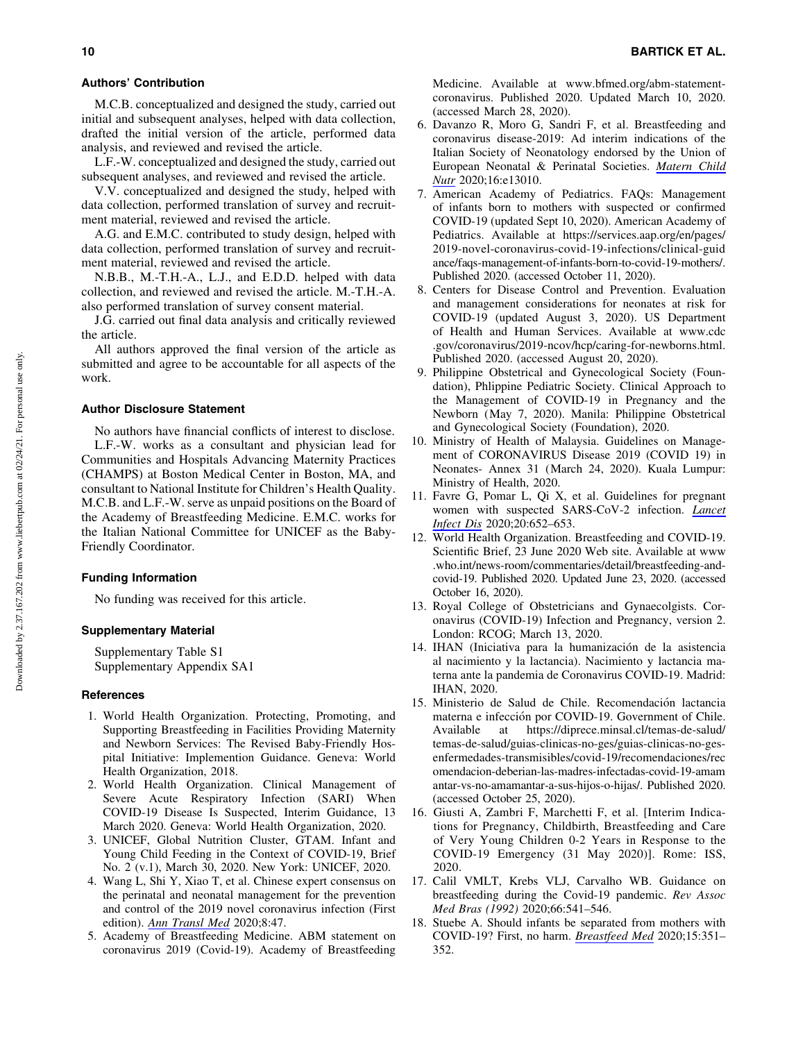### Authors' Contribution

M.C.B. conceptualized and designed the study, carried out initial and subsequent analyses, helped with data collection, drafted the initial version of the article, performed data analysis, and reviewed and revised the article.

L.F.-W. conceptualized and designed the study, carried out subsequent analyses, and reviewed and revised the article.

V.V. conceptualized and designed the study, helped with data collection, performed translation of survey and recruitment material, reviewed and revised the article.

A.G. and E.M.C. contributed to study design, helped with data collection, performed translation of survey and recruitment material, reviewed and revised the article.

N.B.B., M.-T.H.-A., L.J., and E.D.D. helped with data collection, and reviewed and revised the article. M.-T.H.-A. also performed translation of survey consent material.

J.G. carried out final data analysis and critically reviewed the article.

All authors approved the final version of the article as submitted and agree to be accountable for all aspects of the work.

### Author Disclosure Statement

No authors have financial conflicts of interest to disclose. L.F.-W. works as a consultant and physician lead for Communities and Hospitals Advancing Maternity Practices (CHAMPS) at Boston Medical Center in Boston, MA, and consultant to National Institute for Children's Health Quality. M.C.B. and L.F.-W. serve as unpaid positions on the Board of the Academy of Breastfeeding Medicine. E.M.C. works for the Italian National Committee for UNICEF as the Baby-Friendly Coordinator.

### Funding Information

No funding was received for this article.

### Supplementary Material

Supplementary Table S1
Supplementary Appendix SA1

### References

1. World Health Organization. Protecting, Promoting, and Supporting Breastfeeding in Facilities Providing Maternity and Newborn Services: The Revised Baby-Friendly Hospital Initiative: Implemention Guidance. Geneva: World Health Organization, 2018.
2. World Health Organization. Clinical Management of Severe Acute Respiratory Infection (SARI) When COVID-19 Disease Is Suspected, Interim Guidance, 13 March 2020. Geneva: World Health Organization, 2020.
3. UNICEF, Global Nutrition Cluster, GTAM. Infant and Young Child Feeding in the Context of COVID-19, Brief No. 2 (v.1), March 30, 2020. New York: UNICEF, 2020.
4. Wang L, Shi Y, Xiao T, et al. Chinese expert consensus on the perinatal and neonatal management for the prevention and control of the 2019 novel coronavirus infection (First edition). *Ann Transl Med* 2020;8:47.
5. Academy of Breastfeeding Medicine. ABM statement on coronavirus 2019 (Covid-19). Academy of Breastfeeding Medicine. Available at www.bfmed.org/abm-statement-coronavirus. Published 2020. Updated March 10, 2020. (accessed March 28, 2020).
6. Davanzo R, Moro G, Sandri F, et al. Breastfeeding and coronavirus disease-2019: Ad interim indications of the Italian Society of Neonatology endorsed by the Union of European Neonatal & Perinatal Societies. *Matern Child Nutr* 2020;16:e13010.
7. American Academy of Pediatrics. FAQs: Management of infants born to mothers with suspected or confirmed COVID-19 (updated Sept 10, 2020). American Academy of Pediatrics. Available at https://services.aap.org/en/pages/2019-novel-coronavirus-covid-19-infections/clinical-guidance/faqs-management-of-infants-born-to-covid-19-mothers/. Published 2020. (accessed October 11, 2020).
8. Centers for Disease Control and Prevention. Evaluation and management considerations for neonates at risk for COVID-19 (updated August 3, 2020). US Department of Health and Human Services. Available at www.cdc.gov/coronavirus/2019-ncov/hcp/caring-for-newborns.html. Published 2020. (accessed August 20, 2020).
9. Philippine Obstetrical and Gynecological Society (Foundation), Phlippine Pediatric Society. Clinical Approach to the Management of COVID-19 in Pregnancy and the Newborn (May 7, 2020). Manila: Philippine Obstetrical and Gynecological Society (Foundation), 2020.
10. Ministry of Health of Malaysia. Guidelines on Management of CORONAVIRUS Disease 2019 (COVID 19) in Neonates- Annex 31 (March 24, 2020). Kuala Lumpur: Ministry of Health, 2020.
11. Favre G, Pomar L, Qi X, et al. Guidelines for pregnant women with suspected SARS-CoV-2 infection. *Lancet Infect Dis* 2020;20:652–653.
12. World Health Organization. Breastfeeding and COVID-19. Scientific Brief, 23 June 2020 Web site. Available at www.who.int/news-room/commentaries/detail/breastfeeding-and-covid-19. Published 2020. Updated June 23, 2020. (accessed October 16, 2020).
13. Royal College of Obstetricians and Gynaecolgists. Coronavirus (COVID-19) Infection and Pregnancy, version 2. London: RCOG; March 13, 2020.
14. IHAN (Iniciativa para la humanización de la asistencia al nacimiento y la lactancia). Nacimiento y lactancia materna ante la pandemia de Coronavirus COVID-19. Madrid: IHAN, 2020.
15. Ministerio de Salud de Chile. Recomendación lactancia materna e infección por COVID-19. Government of Chile. Available at https://diprece.minsal.cl/temas-de-salud/temas-de-salud/guias-clinicas-no-ges/guias-clinicas-no-ges-enfermedades-transmisibles/covid-19/recomendaciones/recomendacion-deberian-las-madres-infectadas-covid-19-amamantar-vs-no-amamantar-a-sus-hijos-o-hijas/. Published 2020. (accessed October 25, 2020).
16. Giusti A, Zambri F, Marchetti F, et al. [Interim Indications for Pregnancy, Childbirth, Breastfeeding and Care of Very Young Children 0-2 Years in Response to the COVID-19 Emergency (31 May 2020)]. Rome: ISS, 2020.
17. Calil VMLT, Krebs VLJ, Carvalho WB. Guidance on breastfeeding during the Covid-19 pandemic. *Rev Assoc Med Bras (1992)* 2020;66:541–546.
18. Stuebe A. Should infants be separated from mothers with COVID-19? First, no harm. *Breastfeed Med* 2020;15:351–352.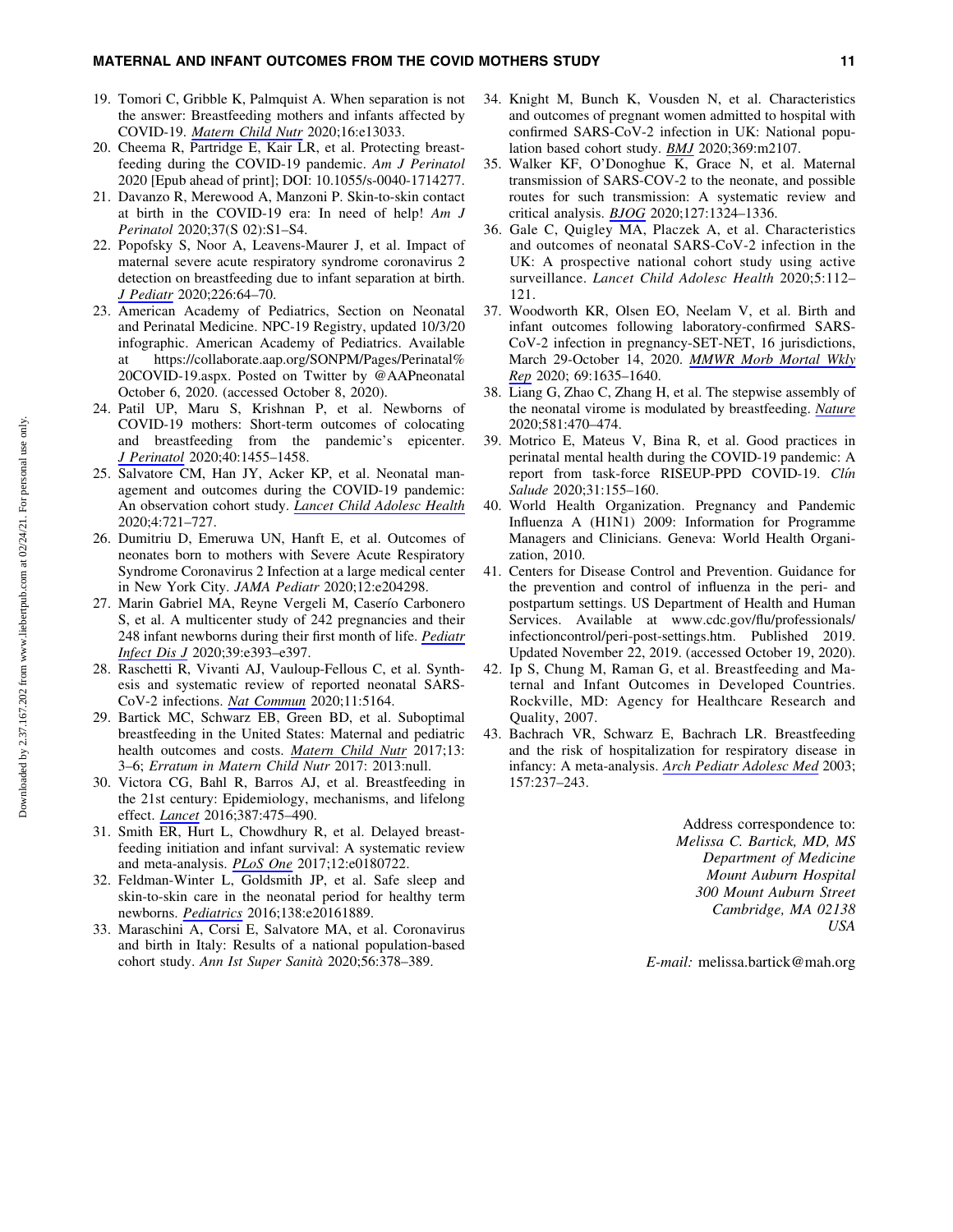19. Tomori C, Gribble K, Palmquist A. When separation is not the answer: Breastfeeding mothers and infants affected by COVID-19. *Matern Child Nutr* 2020;16:e13033.
20. Cheema R, Partridge E, Kair LR, et al. Protecting breastfeeding during the COVID-19 pandemic. *Am J Perinatol* 2020 [Epub ahead of print]; DOI: 10.1055/s-0040-1714277.
21. Davanzo R, Merewood A, Manzoni P. Skin-to-skin contact at birth in the COVID-19 era: In need of help! *Am J Perinatol* 2020;37(S 02):S1–S4.
22. Popofsky S, Noor A, Leavens-Maurer J, et al. Impact of maternal severe acute respiratory syndrome coronavirus 2 detection on breastfeeding due to infant separation at birth. *J Pediatr* 2020;226:64–70.
23. American Academy of Pediatrics, Section on Neonatal and Perinatal Medicine. NPC-19 Registry, updated 10/3/20 infographic. American Academy of Pediatrics. Available at https://collaborate.aap.org/SONPM/Pages/Perinatal%20COVID-19.aspx. Posted on Twitter by @AAPneonatal October 6, 2020. (accessed October 8, 2020).
24. Patil UP, Maru S, Krishnan P, et al. Newborns of COVID-19 mothers: Short-term outcomes of colocating and breastfeeding from the pandemic's epicenter. *J Perinatol* 2020;40:1455–1458.
25. Salvatore CM, Han JY, Acker KP, et al. Neonatal management and outcomes during the COVID-19 pandemic: An observation cohort study. *Lancet Child Adolesc Health* 2020;4:721–727.
26. Dumitriu D, Emeruwa UN, Hanft E, et al. Outcomes of neonates born to mothers with Severe Acute Respiratory Syndrome Coronavirus 2 Infection at a large medical center in New York City. *JAMA Pediatr* 2020;12:e204298.
27. Marin Gabriel MA, Reyne Vergeli M, Caserío Carbonero S, et al. A multicenter study of 242 pregnancies and their 248 infant newborns during their first month of life. *Pediatr Infect Dis J* 2020;39:e393–e397.
28. Raschetti R, Vivanti AJ, Vauloup-Fellous C, et al. Synthesis and systematic review of reported neonatal SARS-CoV-2 infections. *Nat Commun* 2020;11:5164.
29. Bartick MC, Schwarz EB, Green BD, et al. Suboptimal breastfeeding in the United States: Maternal and pediatric health outcomes and costs. *Matern Child Nutr* 2017;13:3–6; *Erratum in Matern Child Nutr* 2017: 2013:null.
30. Victora CG, Bahl R, Barros AJ, et al. Breastfeeding in the 21st century: Epidemiology, mechanisms, and lifelong effect. *Lancet* 2016;387:475–490.
31. Smith ER, Hurt L, Chowdhury R, et al. Delayed breastfeeding initiation and infant survival: A systematic review and meta-analysis. *PLoS One* 2017;12:e0180722.
32. Feldman-Winter L, Goldsmith JP, et al. Safe sleep and skin-to-skin care in the neonatal period for healthy term newborns. *Pediatrics* 2016;138:e20161889.
33. Maraschini A, Corsi E, Salvatore MA, et al. Coronavirus and birth in Italy: Results of a national population-based cohort study. *Ann Ist Super Sanità* 2020;56:378–389.
34. Knight M, Bunch K, Vousden N, et al. Characteristics and outcomes of pregnant women admitted to hospital with confirmed SARS-CoV-2 infection in UK: National population based cohort study. *BMJ* 2020;369:m2107.
35. Walker KF, O'Donoghue K, Grace N, et al. Maternal transmission of SARS-COV-2 to the neonate, and possible routes for such transmission: A systematic review and critical analysis. *BJOG* 2020;127:1324–1336.
36. Gale C, Quigley MA, Placzek A, et al. Characteristics and outcomes of neonatal SARS-CoV-2 infection in the UK: A prospective national cohort study using active surveillance. *Lancet Child Adolesc Health* 2020;5:112–121.
37. Woodworth KR, Olsen EO, Neelam V, et al. Birth and infant outcomes following laboratory-confirmed SARS-CoV-2 infection in pregnancy-SET-NET, 16 jurisdictions, March 29-October 14, 2020. *MMWR Morb Mortal Wkly Rep* 2020; 69:1635–1640.
38. Liang G, Zhao C, Zhang H, et al. The stepwise assembly of the neonatal virome is modulated by breastfeeding. *Nature* 2020;581:470–474.
39. Motrico E, Mateus V, Bina R, et al. Good practices in perinatal mental health during the COVID-19 pandemic: A report from task-force RISEUP-PPD COVID-19. *Clín Salude* 2020;31:155–160.
40. World Health Organization. Pregnancy and Pandemic Influenza A (H1N1) 2009: Information for Programme Managers and Clinicians. Geneva: World Health Organization, 2010.
41. Centers for Disease Control and Prevention. Guidance for the prevention and control of influenza in the peri- and postpartum settings. US Department of Health and Human Services. Available at www.cdc.gov/flu/professionals/infectioncontrol/peri-post-settings.htm. Published 2019. Updated November 22, 2019. (accessed October 19, 2020).
42. Ip S, Chung M, Raman G, et al. Breastfeeding and Maternal and Infant Outcomes in Developed Countries. Rockville, MD: Agency for Healthcare Research and Quality, 2007.
43. Bachrach VR, Schwarz E, Bachrach LR. Breastfeeding and the risk of hospitalization for respiratory disease in infancy: A meta-analysis. *Arch Pediatr Adolesc Med* 2003; 157:237–243.

Address correspondence to:
*Melissa C. Bartick, MD, MS*
*Department of Medicine*
*Mount Auburn Hospital*
*300 Mount Auburn Street*
*Cambridge, MA 02138*
*USA*

*E-mail:* melissa.bartick@mah.org